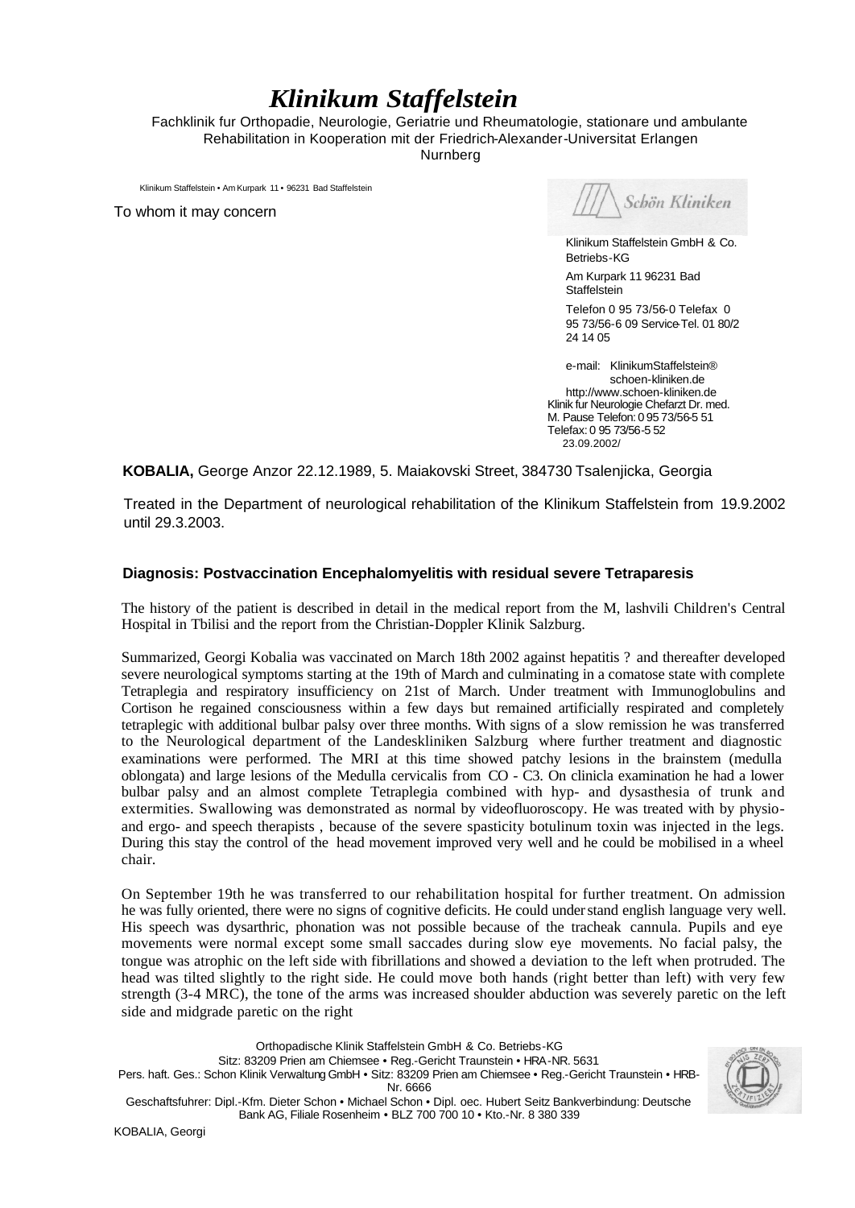# *Klinikum Staffelstein*

Fachklinik fur Orthopadie, Neurologie, Geriatrie und Rheumatologie, stationare und ambulante Rehabilitation in Kooperation mit der Friedrich-Alexander-Universitat Erlangen Nurnberg

Klinikum Staffelstein • Am Kurpark 11 • 96231 Bad Staffelstein

To whom it may concern

Schön Kliniken

Klinikum Staffelstein GmbH & Co. Betriebs-KG

Am Kurpark 11 96231 Bad Staffelstein

Telefon 0 95 73/56-0 Telefax 0 95 73/56-6 09 Service-Tel. 01 80/2 24 14 05

e-mail: KlinikumStaffelstein® schoen-kliniken.de
http://www.schoen-kliniken.de
Klinik fur Neurologie Chefarzt Dr. med. M. Pause Telefon: 0 95 73/56-5 51 Telefax: 0 95 73/56-5 52
23.09.2002/

**KOBALIA,** George Anzor 22.12.1989, 5. Maiakovski Street, 384730 Tsalenjicka, Georgia

Treated in the Department of neurological rehabilitation of the Klinikum Staffelstein from 19.9.2002 until 29.3.2003.

**Diagnosis: Postvaccination Encephalomyelitis with residual severe Tetraparesis**

The history of the patient is described in detail in the medical report from the M, lashvili Children's Central Hospital in Tbilisi and the report from the Christian-Doppler Klinik Salzburg.

Summarized, Georgi Kobalia was vaccinated on March 18th 2002 against hepatitis ? and thereafter developed severe neurological symptoms starting at the 19th of March and culminating in a comatose state with complete Tetraplegia and respiratory insufficiency on 21st of March. Under treatment with Immunoglobulins and Cortison he regained consciousness within a few days but remained artificially respirated and completely tetraplegic with additional bulbar palsy over three months. With signs of a slow remission he was transferred to the Neurological department of the Landeskliniken Salzburg where further treatment and diagnostic examinations were performed. The MRI at this time showed patchy lesions in the brainstem (medulla oblongata) and large lesions of the Medulla cervicalis from CO - C3. On clinicla examination he had a lower bulbar palsy and an almost complete Tetraplegia combined with hyp- and dysasthesia of trunk and extermities. Swallowing was demonstrated as normal by videofluoroscopy. He was treated with by physio- and ergo- and speech therapists , because of the severe spasticity botulinum toxin was injected in the legs. During this stay the control of the head movement improved very well and he could be mobilised in a wheel chair.

On September 19th he was transferred to our rehabilitation hospital for further treatment. On admission he was fully oriented, there were no signs of cognitive deficits. He could under stand english language very well. His speech was dysarthric, phonation was not possible because of the tracheak cannula. Pupils and eye movements were normal except some small saccades during slow eye movements. No facial palsy, the tongue was atrophic on the left side with fibrillations and showed a deviation to the left when protruded. The head was tilted slightly to the right side. He could move both hands (right better than left) with very few strength (3-4 MRC), the tone of the arms was increased shoulder abduction was severely paretic on the left side and midgrade paretic on the right

Orthopadische Klinik Staffelstein GmbH & Co. Betriebs-KG
Sitz: 83209 Prien am Chiemsee • Reg.-Gericht Traunstein • HRA-NR. 5631
Pers. haft. Ges.: Schon Klinik Verwaltung GmbH • Sitz: 83209 Prien am Chiemsee • Reg.-Gericht Traunstein • HRB-Nr. 6666
Geschaftsfuhrer: Dipl.-Kfm. Dieter Schon • Michael Schon • Dipl. oec. Hubert Seitz Bankverbindung: Deutsche Bank AG, Filiale Rosenheim • BLZ 700 700 10 • Kto.-Nr. 8 380 339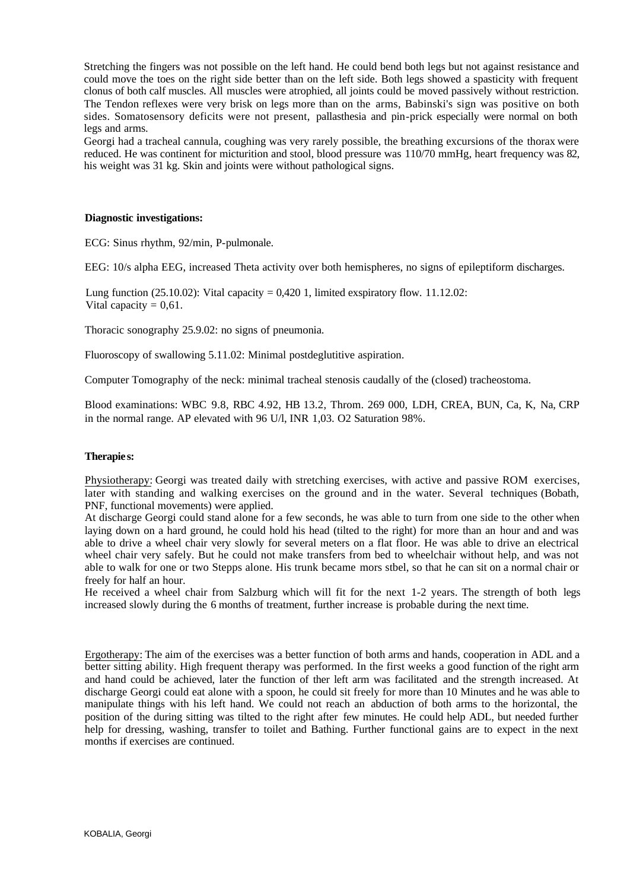Stretching the fingers was not possible on the left hand. He could bend both legs but not against resistance and could move the toes on the right side better than on the left side. Both legs showed a spasticity with frequent clonus of both calf muscles. All muscles were atrophied, all joints could be moved passively without restriction. The Tendon reflexes were very brisk on legs more than on the arms, Babinski's sign was positive on both sides. Somatosensory deficits were not present, pallasthesia and pin-prick especially were normal on both legs and arms.

Georgi had a tracheal cannula, coughing was very rarely possible, the breathing excursions of the thorax were reduced. He was continent for micturition and stool, blood pressure was 110/70 mmHg, heart frequency was 82, his weight was 31 kg. Skin and joints were without pathological signs.

**Diagnostic investigations:**

ECG: Sinus rhythm, 92/min, P-pulmonale.

EEG: 10/s alpha EEG, increased Theta activity over both hemispheres, no signs of epileptiform discharges.

Lung function (25.10.02): Vital capacity = 0,420 1, limited exspiratory flow. 11.12.02: Vital capacity = 0,61.

Thoracic sonography 25.9.02: no signs of pneumonia.

Fluoroscopy of swallowing 5.11.02: Minimal postdeglutitive aspiration.

Computer Tomography of the neck: minimal tracheal stenosis caudally of the (closed) tracheostoma.

Blood examinations: WBC 9.8, RBC 4.92, HB 13.2, Throm. 269 000, LDH, CREA, BUN, Ca, K, Na, CRP in the normal range. AP elevated with 96 U/l, INR 1,03. O2 Saturation 98%.

**Therapies:**

Physiotherapy: Georgi was treated daily with stretching exercises, with active and passive ROM exercises, later with standing and walking exercises on the ground and in the water. Several techniques (Bobath, PNF, functional movements) were applied.

At discharge Georgi could stand alone for a few seconds, he was able to turn from one side to the other when laying down on a hard ground, he could hold his head (tilted to the right) for more than an hour and and was able to drive a wheel chair very slowly for several meters on a flat floor. He was able to drive an electrical wheel chair very safely. But he could not make transfers from bed to wheelchair without help, and was not able to walk for one or two Stepps alone. His trunk became mors stbel, so that he can sit on a normal chair or freely for half an hour.

He received a wheel chair from Salzburg which will fit for the next 1-2 years. The strength of both legs increased slowly during the 6 months of treatment, further increase is probable during the next time.

Ergotherapy: The aim of the exercises was a better function of both arms and hands, cooperation in ADL and a better sitting ability. High frequent therapy was performed. In the first weeks a good function of the right arm and hand could be achieved, later the function of ther left arm was facilitated and the strength increased. At discharge Georgi could eat alone with a spoon, he could sit freely for more than 10 Minutes and he was able to manipulate things with his left hand. We could not reach an abduction of both arms to the horizontal, the position of the during sitting was tilted to the right after few minutes. He could help ADL, but needed further help for dressing, washing, transfer to toilet and Bathing. Further functional gains are to expect in the next months if exercises are continued.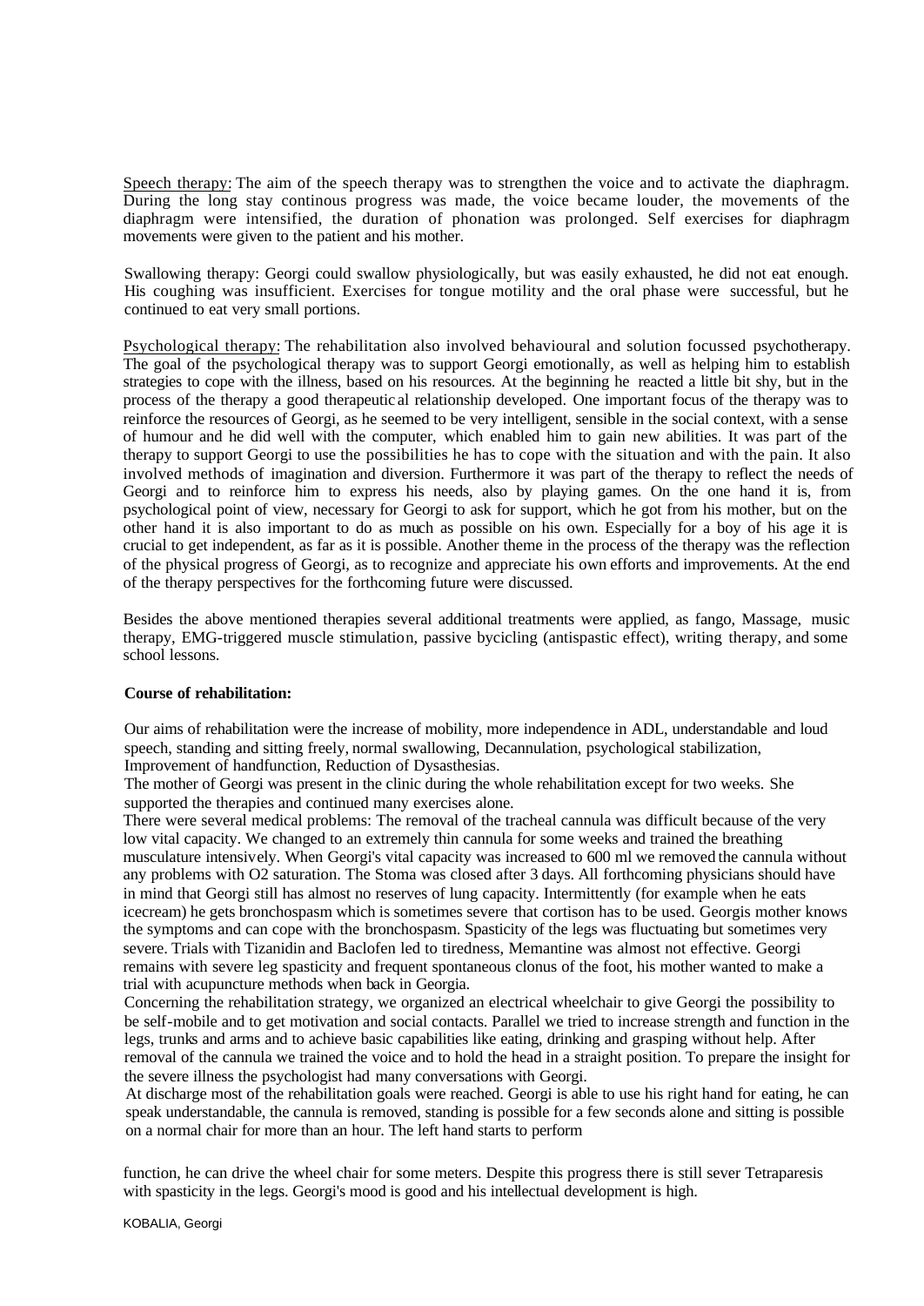Speech therapy: The aim of the speech therapy was to strengthen the voice and to activate the diaphragm. During the long stay continous progress was made, the voice became louder, the movements of the diaphragm were intensified, the duration of phonation was prolonged. Self exercises for diaphragm movements were given to the patient and his mother.

Swallowing therapy: Georgi could swallow physiologically, but was easily exhausted, he did not eat enough. His coughing was insufficient. Exercises for tongue motility and the oral phase were successful, but he continued to eat very small portions.

Psychological therapy: The rehabilitation also involved behavioural and solution focussed psychotherapy. The goal of the psychological therapy was to support Georgi emotionally, as well as helping him to establish strategies to cope with the illness, based on his resources. At the beginning he reacted a little bit shy, but in the process of the therapy a good therapeutic al relationship developed. One important focus of the therapy was to reinforce the resources of Georgi, as he seemed to be very intelligent, sensible in the social context, with a sense of humour and he did well with the computer, which enabled him to gain new abilities. It was part of the therapy to support Georgi to use the possibilities he has to cope with the situation and with the pain. It also involved methods of imagination and diversion. Furthermore it was part of the therapy to reflect the needs of Georgi and to reinforce him to express his needs, also by playing games. On the one hand it is, from psychological point of view, necessary for Georgi to ask for support, which he got from his mother, but on the other hand it is also important to do as much as possible on his own. Especially for a boy of his age it is crucial to get independent, as far as it is possible. Another theme in the process of the therapy was the reflection of the physical progress of Georgi, as to recognize and appreciate his own efforts and improvements. At the end of the therapy perspectives for the forthcoming future were discussed.

Besides the above mentioned therapies several additional treatments were applied, as fango, Massage, music therapy, EMG-triggered muscle stimulation, passive bycicling (antispastic effect), writing therapy, and some school lessons.

**Course of rehabilitation:**

Our aims of rehabilitation were the increase of mobility, more independence in ADL, understandable and loud speech, standing and sitting freely, normal swallowing, Decannulation, psychological stabilization, Improvement of handfunction, Reduction of Dysasthesias.
The mother of Georgi was present in the clinic during the whole rehabilitation except for two weeks. She supported the therapies and continued many exercises alone.
There were several medical problems: The removal of the tracheal cannula was difficult because of the very low vital capacity. We changed to an extremely thin cannula for some weeks and trained the breathing musculature intensively. When Georgi's vital capacity was increased to 600 ml we removed the cannula without any problems with O2 saturation. The Stoma was closed after 3 days. All forthcoming physicians should have in mind that Georgi still has almost no reserves of lung capacity. Intermittently (for example when he eats icecream) he gets bronchospasm which is sometimes severe that cortison has to be used. Georgis mother knows the symptoms and can cope with the bronchospasm. Spasticity of the legs was fluctuating but sometimes very severe. Trials with Tizanidin and Baclofen led to tiredness, Memantine was almost not effective. Georgi remains with severe leg spasticity and frequent spontaneous clonus of the foot, his mother wanted to make a trial with acupuncture methods when back in Georgia.
Concerning the rehabilitation strategy, we organized an electrical wheelchair to give Georgi the possibility to be self-mobile and to get motivation and social contacts. Parallel we tried to increase strength and function in the legs, trunks and arms and to achieve basic capabilities like eating, drinking and grasping without help. After removal of the cannula we trained the voice and to hold the head in a straight position. To prepare the insight for the severe illness the psychologist had many conversations with Georgi.
At discharge most of the rehabilitation goals were reached. Georgi is able to use his right hand for eating, he can speak understandable, the cannula is removed, standing is possible for a few seconds alone and sitting is possible on a normal chair for more than an hour. The left hand starts to perform function, he can drive the wheel chair for some meters. Despite this progress there is still sever Tetraparesis with spasticity in the legs. Georgi's mood is good and his intellectual development is high.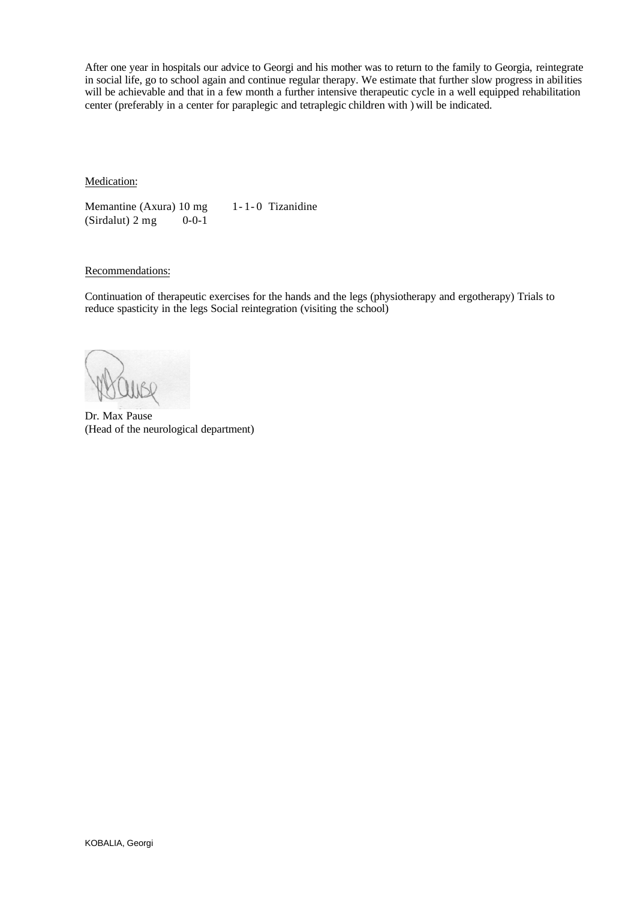After one year in hospitals our advice to Georgi and his mother was to return to the family to Georgia, reintegrate in social life, go to school again and continue regular therapy. We estimate that further slow progress in abilities will be achievable and that in a few month a further intensive therapeutic cycle in a well equipped rehabilitation center (preferably in a center for paraplegic and tetraplegic children with ) will be indicated.

Medication:

Memantine (Axura) 10 mg 1-1-0 Tizanidine (Sirdalut) 2 mg 0-0-1

Recommendations:

Continuation of therapeutic exercises for the hands and the legs (physiotherapy and ergotherapy) Trials to reduce spasticity in the legs Social reintegration (visiting the school)

Dr. Max Pause
(Head of the neurological department)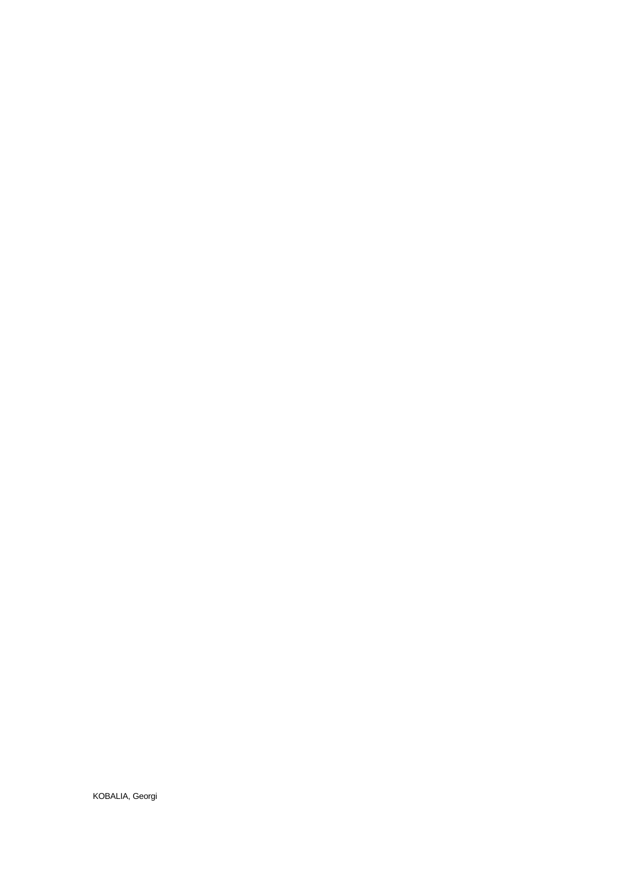KOBALIA, Georgi